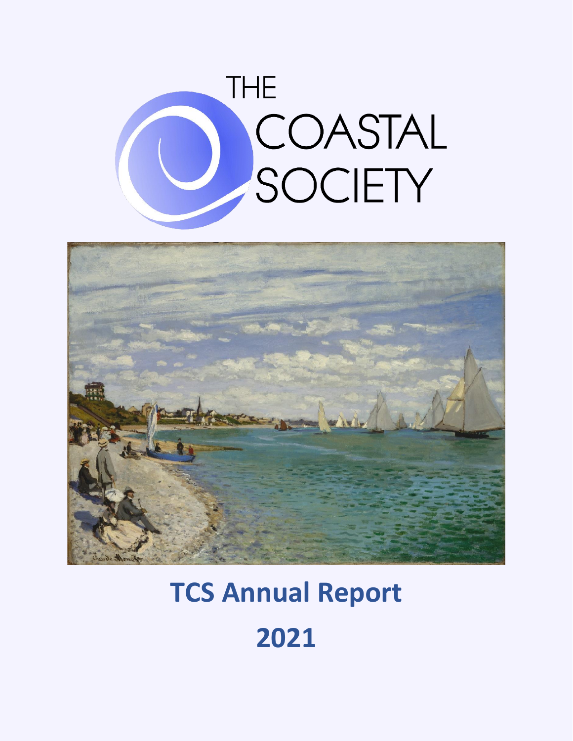THE COASTAL SOCIETY

# TCS Annual Report

# 2021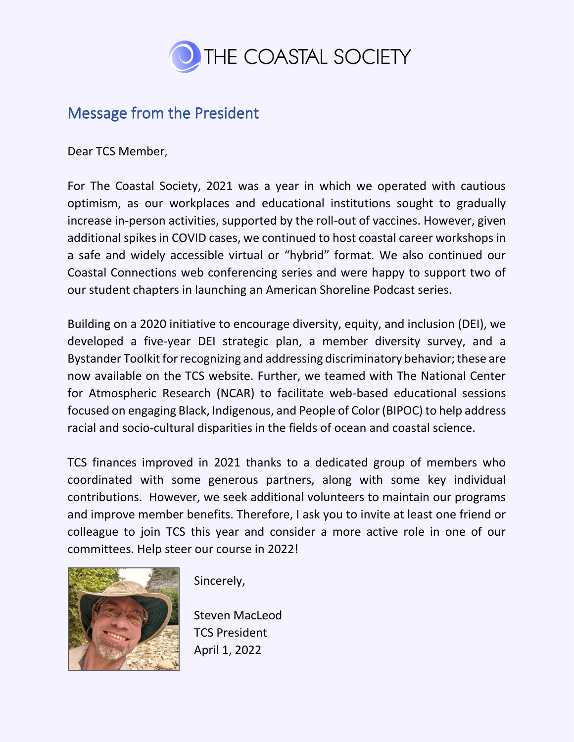THE COASTAL SOCIETY

## Message from the President

Dear TCS Member,

For The Coastal Society, 2021 was a year in which we operated with cautious optimism, as our workplaces and educational institutions sought to gradually increase in-person activities, supported by the roll-out of vaccines. However, given additional spikes in COVID cases, we continued to host coastal career workshops in a safe and widely accessible virtual or "hybrid" format. We also continued our Coastal Connections web conferencing series and were happy to support two of our student chapters in launching an American Shoreline Podcast series.

Building on a 2020 initiative to encourage diversity, equity, and inclusion (DEI), we developed a five-year DEI strategic plan, a member diversity survey, and a Bystander Toolkit for recognizing and addressing discriminatory behavior; these are now available on the TCS website. Further, we teamed with The National Center for Atmospheric Research (NCAR) to facilitate web-based educational sessions focused on engaging Black, Indigenous, and People of Color (BIPOC) to help address racial and socio-cultural disparities in the fields of ocean and coastal science.

TCS finances improved in 2021 thanks to a dedicated group of members who coordinated with some generous partners, along with some key individual contributions. However, we seek additional volunteers to maintain our programs and improve member benefits. Therefore, I ask you to invite at least one friend or colleague to join TCS this year and consider a more active role in one of our committees. Help steer our course in 2022!

Sincerely,

Steven MacLeod
TCS President
April 1, 2022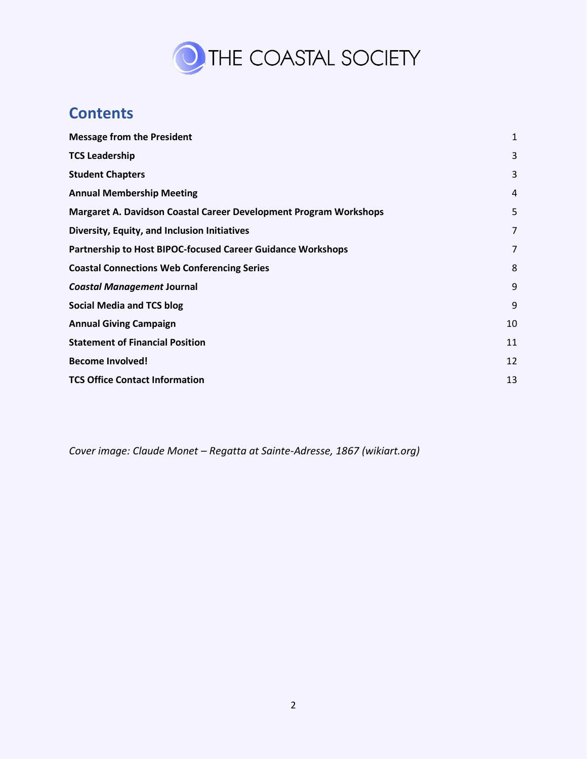THE COASTAL SOCIETY

## Contents

| | |
|---|---|
| **Message from the President** | 1 |
| **TCS Leadership** | 3 |
| **Student Chapters** | 3 |
| **Annual Membership Meeting** | 4 |
| **Margaret A. Davidson Coastal Career Development Program Workshops** | 5 |
| **Diversity, Equity, and Inclusion Initiatives** | 7 |
| **Partnership to Host BIPOC-focused Career Guidance Workshops** | 7 |
| **Coastal Connections Web Conferencing Series** | 8 |
| ***Coastal Management* Journal** | 9 |
| **Social Media and TCS blog** | 9 |
| **Annual Giving Campaign** | 10 |
| **Statement of Financial Position** | 11 |
| **Become Involved!** | 12 |
| **TCS Office Contact Information** | 13 |

*Cover image: Claude Monet – Regatta at Sainte-Adresse, 1867 (wikiart.org)*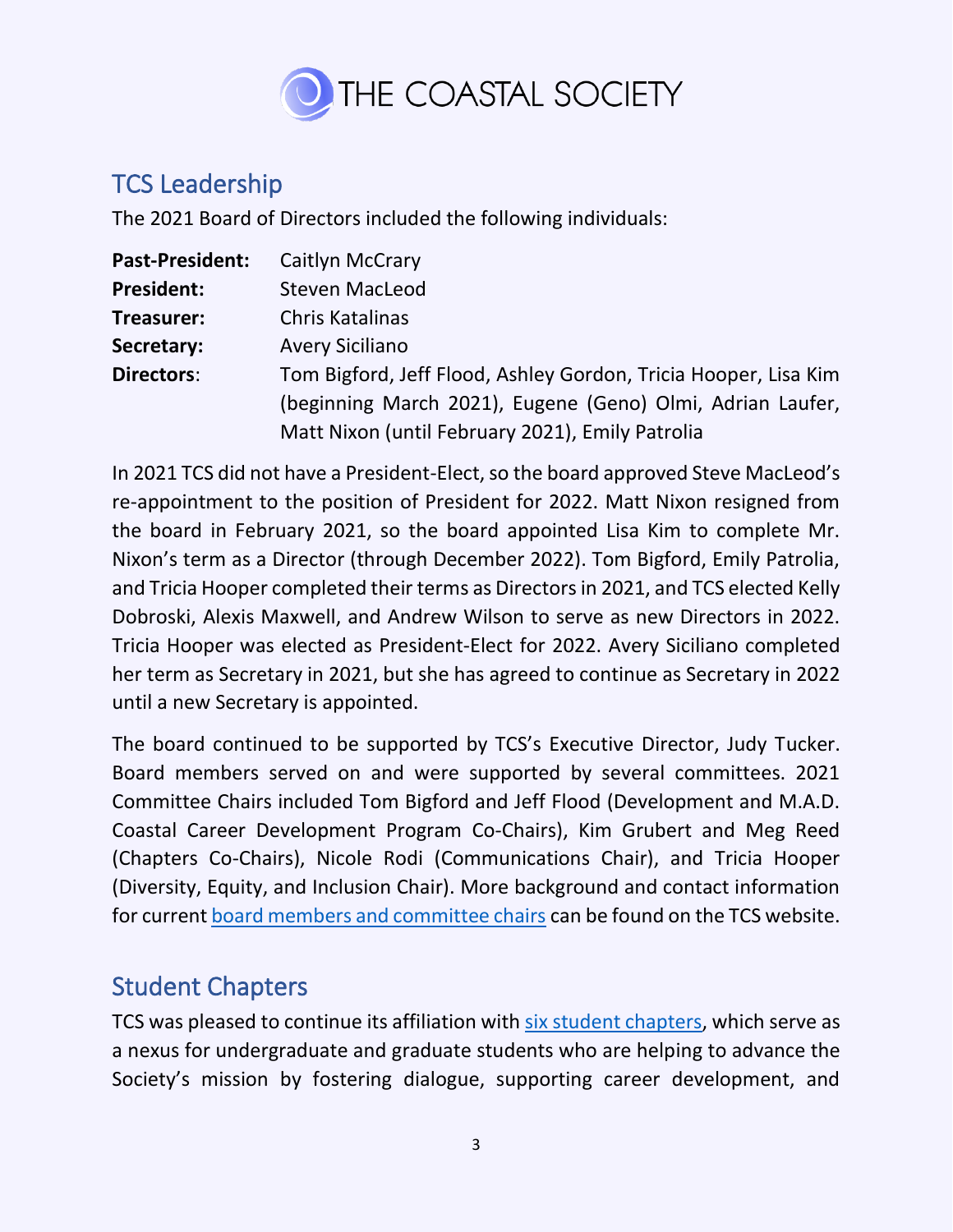THE COASTAL SOCIETY

## TCS Leadership

The 2021 Board of Directors included the following individuals:

**Past-President:** Caitlyn McCrary
**President:** Steven MacLeod
**Treasurer:** Chris Katalinas
**Secretary:** Avery Siciliano
**Directors**: Tom Bigford, Jeff Flood, Ashley Gordon, Tricia Hooper, Lisa Kim (beginning March 2021), Eugene (Geno) Olmi, Adrian Laufer, Matt Nixon (until February 2021), Emily Patrolia

In 2021 TCS did not have a President-Elect, so the board approved Steve MacLeod's re-appointment to the position of President for 2022. Matt Nixon resigned from the board in February 2021, so the board appointed Lisa Kim to complete Mr. Nixon's term as a Director (through December 2022). Tom Bigford, Emily Patrolia, and Tricia Hooper completed their terms as Directors in 2021, and TCS elected Kelly Dobroski, Alexis Maxwell, and Andrew Wilson to serve as new Directors in 2022. Tricia Hooper was elected as President-Elect for 2022. Avery Siciliano completed her term as Secretary in 2021, but she has agreed to continue as Secretary in 2022 until a new Secretary is appointed.

The board continued to be supported by TCS's Executive Director, Judy Tucker. Board members served on and were supported by several committees. 2021 Committee Chairs included Tom Bigford and Jeff Flood (Development and M.A.D. Coastal Career Development Program Co-Chairs), Kim Grubert and Meg Reed (Chapters Co-Chairs), Nicole Rodi (Communications Chair), and Tricia Hooper (Diversity, Equity, and Inclusion Chair). More background and contact information for current board members and committee chairs can be found on the TCS website.

## Student Chapters

TCS was pleased to continue its affiliation with six student chapters, which serve as a nexus for undergraduate and graduate students who are helping to advance the Society's mission by fostering dialogue, supporting career development, and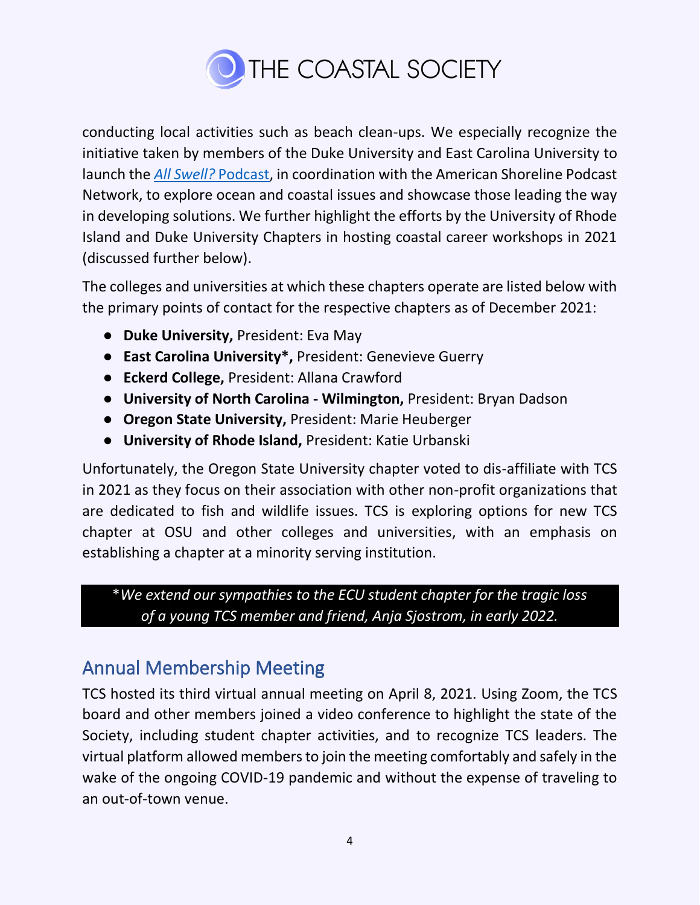conducting local activities such as beach clean-ups. We especially recognize the initiative taken by members of the Duke University and East Carolina University to launch the [*All Swell?* Podcast](), in coordination with the American Shoreline Podcast Network, to explore ocean and coastal issues and showcase those leading the way in developing solutions. We further highlight the efforts by the University of Rhode Island and Duke University Chapters in hosting coastal career workshops in 2021 (discussed further below).

The colleges and universities at which these chapters operate are listed below with the primary points of contact for the respective chapters as of December 2021:

- **Duke University,** President: Eva May
- **East Carolina University*,** President: Genevieve Guerry
- **Eckerd College,** President: Allana Crawford
- **University of North Carolina - Wilmington,** President: Bryan Dadson
- **Oregon State University,** President: Marie Heuberger
- **University of Rhode Island,** President: Katie Urbanski

Unfortunately, the Oregon State University chapter voted to dis-affiliate with TCS in 2021 as they focus on their association with other non-profit organizations that are dedicated to fish and wildlife issues. TCS is exploring options for new TCS chapter at OSU and other colleges and universities, with an emphasis on establishing a chapter at a minority serving institution.

*\*We extend our sympathies to the ECU student chapter for the tragic loss of a young TCS member and friend, Anja Sjostrom, in early 2022.*

## Annual Membership Meeting

TCS hosted its third virtual annual meeting on April 8, 2021. Using Zoom, the TCS board and other members joined a video conference to highlight the state of the Society, including student chapter activities, and to recognize TCS leaders. The virtual platform allowed members to join the meeting comfortably and safely in the wake of the ongoing COVID-19 pandemic and without the expense of traveling to an out-of-town venue.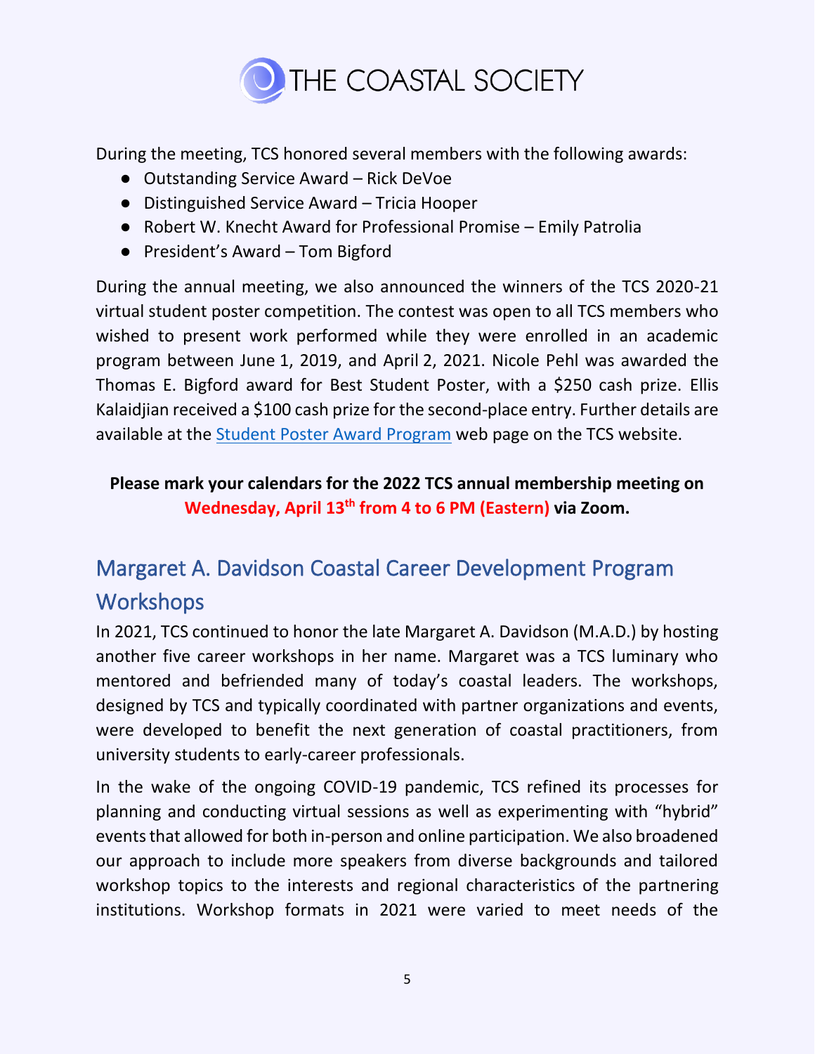During the meeting, TCS honored several members with the following awards:

- Outstanding Service Award – Rick DeVoe
- Distinguished Service Award – Tricia Hooper
- Robert W. Knecht Award for Professional Promise – Emily Patrolia
- President's Award – Tom Bigford

During the annual meeting, we also announced the winners of the TCS 2020-21 virtual student poster competition. The contest was open to all TCS members who wished to present work performed while they were enrolled in an academic program between June 1, 2019, and April 2, 2021. Nicole Pehl was awarded the Thomas E. Bigford award for Best Student Poster, with a $250 cash prize. Ellis Kalaidjian received a $100 cash prize for the second-place entry. Further details are available at the Student Poster Award Program web page on the TCS website.

**Please mark your calendars for the 2022 TCS annual membership meeting on Wednesday, April 13th from 4 to 6 PM (Eastern) via Zoom.**

## Margaret A. Davidson Coastal Career Development Program Workshops

In 2021, TCS continued to honor the late Margaret A. Davidson (M.A.D.) by hosting another five career workshops in her name. Margaret was a TCS luminary who mentored and befriended many of today's coastal leaders. The workshops, designed by TCS and typically coordinated with partner organizations and events, were developed to benefit the next generation of coastal practitioners, from university students to early-career professionals.

In the wake of the ongoing COVID-19 pandemic, TCS refined its processes for planning and conducting virtual sessions as well as experimenting with "hybrid" events that allowed for both in-person and online participation. We also broadened our approach to include more speakers from diverse backgrounds and tailored workshop topics to the interests and regional characteristics of the partnering institutions. Workshop formats in 2021 were varied to meet needs of the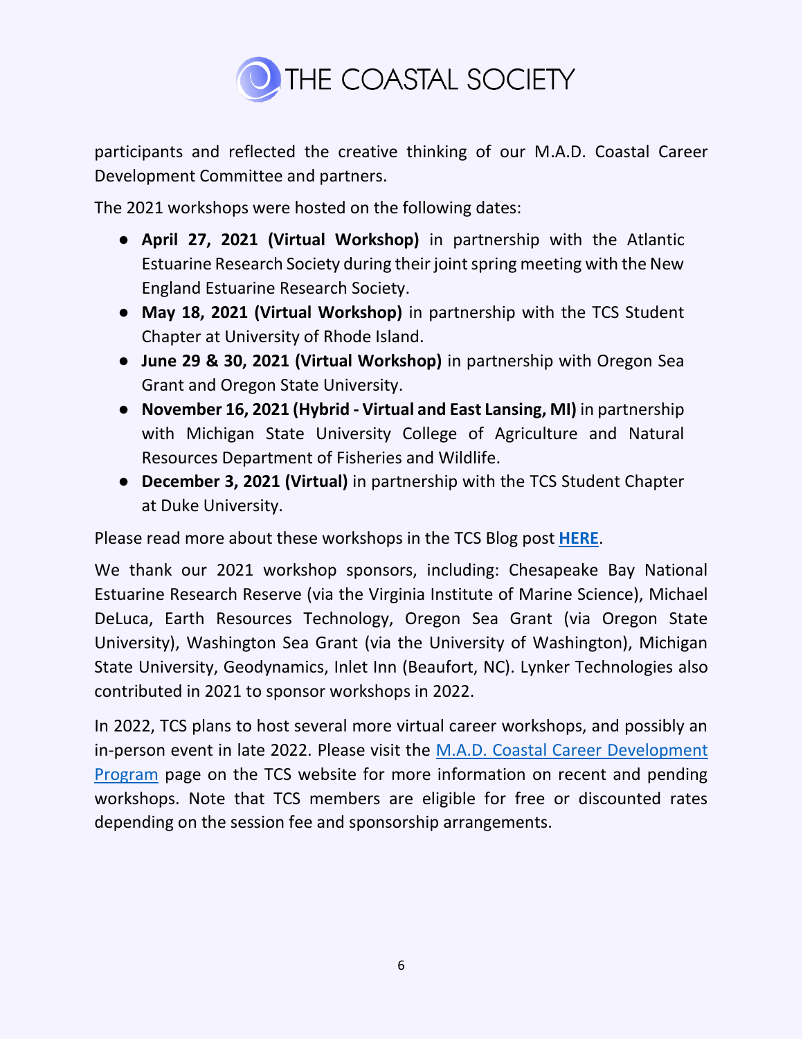participants and reflected the creative thinking of our M.A.D. Coastal Career Development Committee and partners.

The 2021 workshops were hosted on the following dates:

- **April 27, 2021 (Virtual Workshop)** in partnership with the Atlantic Estuarine Research Society during their joint spring meeting with the New England Estuarine Research Society.
- **May 18, 2021 (Virtual Workshop)** in partnership with the TCS Student Chapter at University of Rhode Island.
- **June 29 & 30, 2021 (Virtual Workshop)** in partnership with Oregon Sea Grant and Oregon State University.
- **November 16, 2021 (Hybrid - Virtual and East Lansing, MI)** in partnership with Michigan State University College of Agriculture and Natural Resources Department of Fisheries and Wildlife.
- **December 3, 2021 (Virtual)** in partnership with the TCS Student Chapter at Duke University.

Please read more about these workshops in the TCS Blog post **HERE**.

We thank our 2021 workshop sponsors, including: Chesapeake Bay National Estuarine Research Reserve (via the Virginia Institute of Marine Science), Michael DeLuca, Earth Resources Technology, Oregon Sea Grant (via Oregon State University), Washington Sea Grant (via the University of Washington), Michigan State University, Geodynamics, Inlet Inn (Beaufort, NC). Lynker Technologies also contributed in 2021 to sponsor workshops in 2022.

In 2022, TCS plans to host several more virtual career workshops, and possibly an in-person event in late 2022. Please visit the M.A.D. Coastal Career Development Program page on the TCS website for more information on recent and pending workshops. Note that TCS members are eligible for free or discounted rates depending on the session fee and sponsorship arrangements.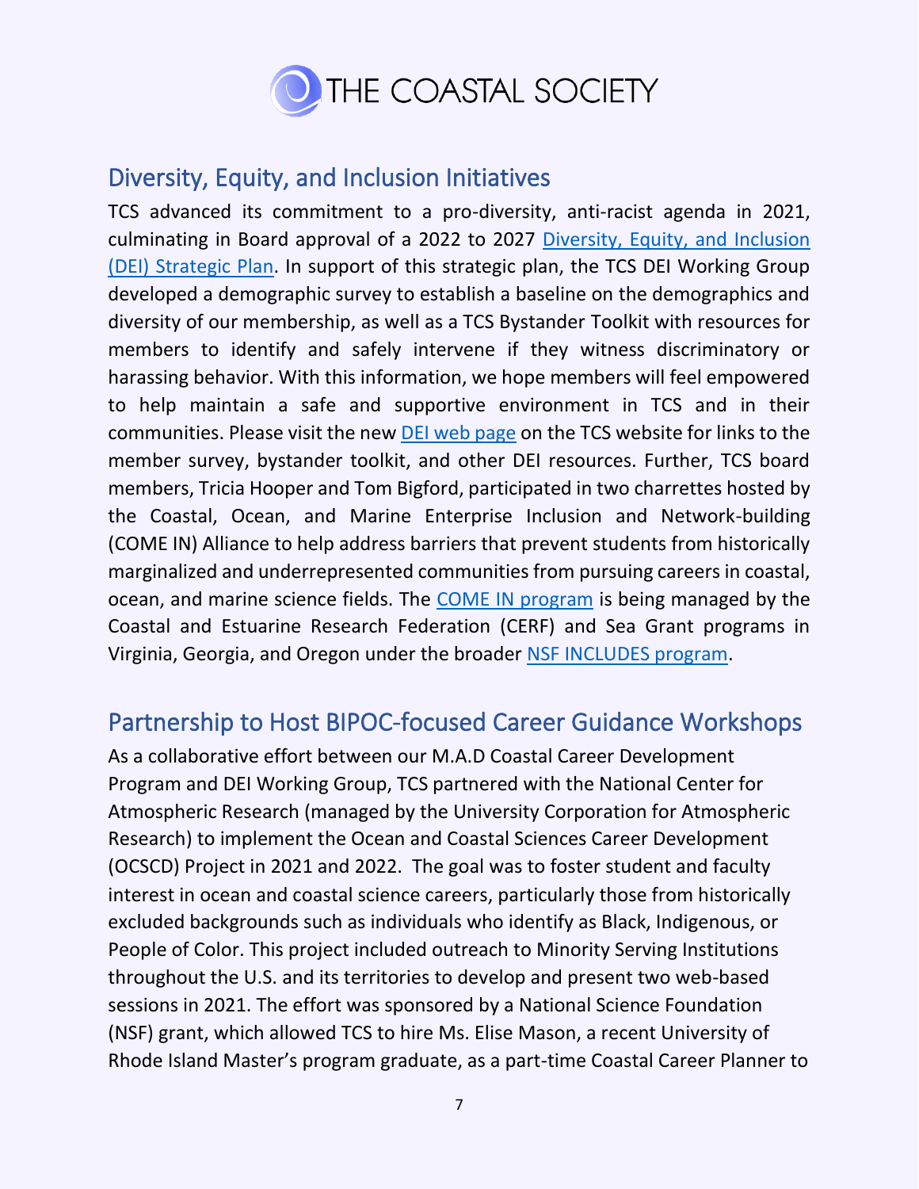## Diversity, Equity, and Inclusion Initiatives

TCS advanced its commitment to a pro-diversity, anti-racist agenda in 2021, culminating in Board approval of a 2022 to 2027 Diversity, Equity, and Inclusion (DEI) Strategic Plan. In support of this strategic plan, the TCS DEI Working Group developed a demographic survey to establish a baseline on the demographics and diversity of our membership, as well as a TCS Bystander Toolkit with resources for members to identify and safely intervene if they witness discriminatory or harassing behavior. With this information, we hope members will feel empowered to help maintain a safe and supportive environment in TCS and in their communities. Please visit the new DEI web page on the TCS website for links to the member survey, bystander toolkit, and other DEI resources. Further, TCS board members, Tricia Hooper and Tom Bigford, participated in two charrettes hosted by the Coastal, Ocean, and Marine Enterprise Inclusion and Network-building (COME IN) Alliance to help address barriers that prevent students from historically marginalized and underrepresented communities from pursuing careers in coastal, ocean, and marine science fields. The COME IN program is being managed by the Coastal and Estuarine Research Federation (CERF) and Sea Grant programs in Virginia, Georgia, and Oregon under the broader NSF INCLUDES program.

## Partnership to Host BIPOC-focused Career Guidance Workshops

As a collaborative effort between our M.A.D Coastal Career Development Program and DEI Working Group, TCS partnered with the National Center for Atmospheric Research (managed by the University Corporation for Atmospheric Research) to implement the Ocean and Coastal Sciences Career Development (OCSCD) Project in 2021 and 2022. The goal was to foster student and faculty interest in ocean and coastal science careers, particularly those from historically excluded backgrounds such as individuals who identify as Black, Indigenous, or People of Color. This project included outreach to Minority Serving Institutions throughout the U.S. and its territories to develop and present two web-based sessions in 2021. The effort was sponsored by a National Science Foundation (NSF) grant, which allowed TCS to hire Ms. Elise Mason, a recent University of Rhode Island Master's program graduate, as a part-time Coastal Career Planner to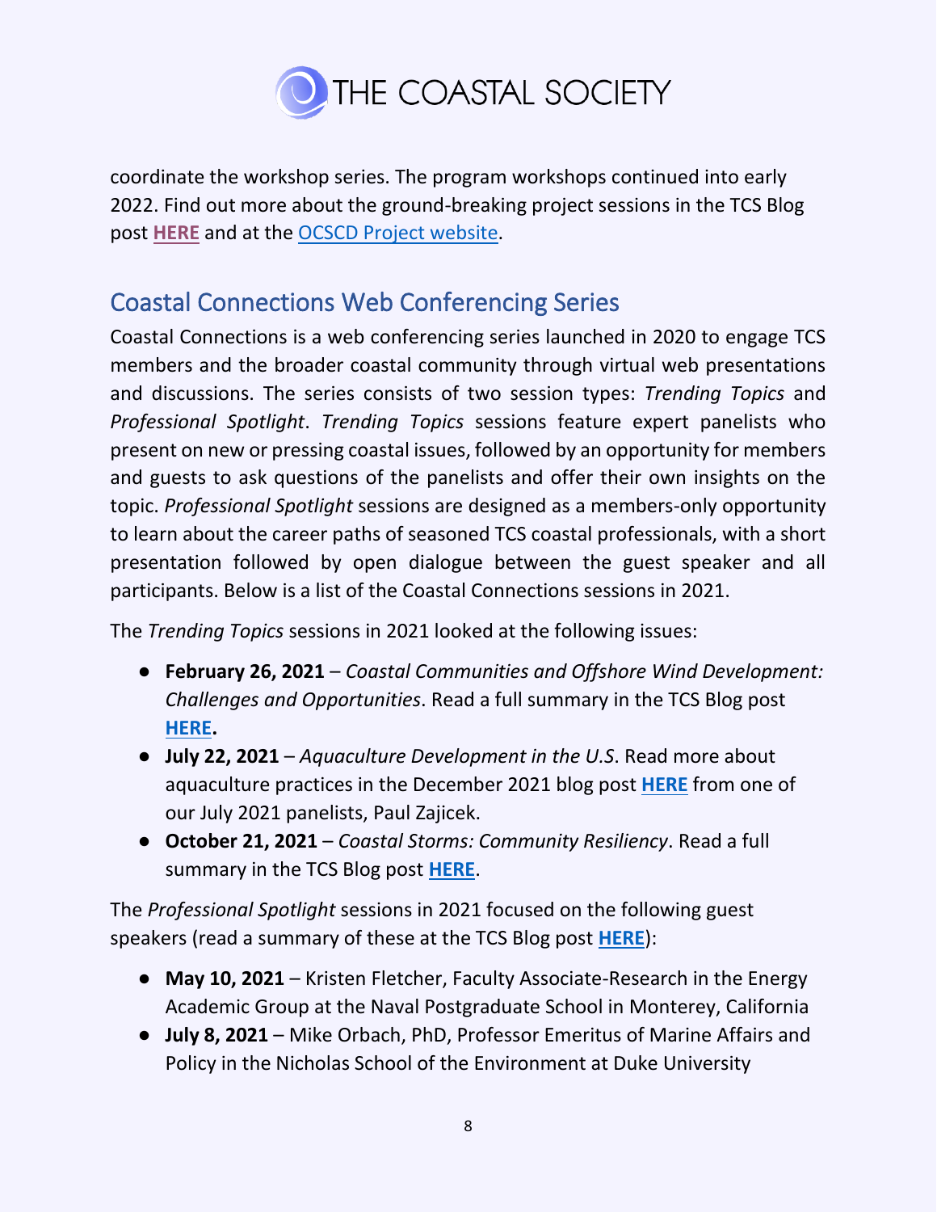coordinate the workshop series. The program workshops continued into early 2022. Find out more about the ground-breaking project sessions in the TCS Blog post **HERE** and at the OCSCD Project website.

## Coastal Connections Web Conferencing Series

Coastal Connections is a web conferencing series launched in 2020 to engage TCS members and the broader coastal community through virtual web presentations and discussions. The series consists of two session types: *Trending Topics* and *Professional Spotlight*. *Trending Topics* sessions feature expert panelists who present on new or pressing coastal issues, followed by an opportunity for members and guests to ask questions of the panelists and offer their own insights on the topic. *Professional Spotlight* sessions are designed as a members-only opportunity to learn about the career paths of seasoned TCS coastal professionals, with a short presentation followed by open dialogue between the guest speaker and all participants. Below is a list of the Coastal Connections sessions in 2021.

The *Trending Topics* sessions in 2021 looked at the following issues:

- **February 26, 2021** – *Coastal Communities and Offshore Wind Development: Challenges and Opportunities*. Read a full summary in the TCS Blog post **HERE.**
- **July 22, 2021** – *Aquaculture Development in the U.S*. Read more about aquaculture practices in the December 2021 blog post **HERE** from one of our July 2021 panelists, Paul Zajicek.
- **October 21, 2021** – *Coastal Storms: Community Resiliency*. Read a full summary in the TCS Blog post **HERE**.

The *Professional Spotlight* sessions in 2021 focused on the following guest speakers (read a summary of these at the TCS Blog post **HERE**):

- **May 10, 2021** – Kristen Fletcher, Faculty Associate-Research in the Energy Academic Group at the Naval Postgraduate School in Monterey, California
- **July 8, 2021** – Mike Orbach, PhD, Professor Emeritus of Marine Affairs and Policy in the Nicholas School of the Environment at Duke University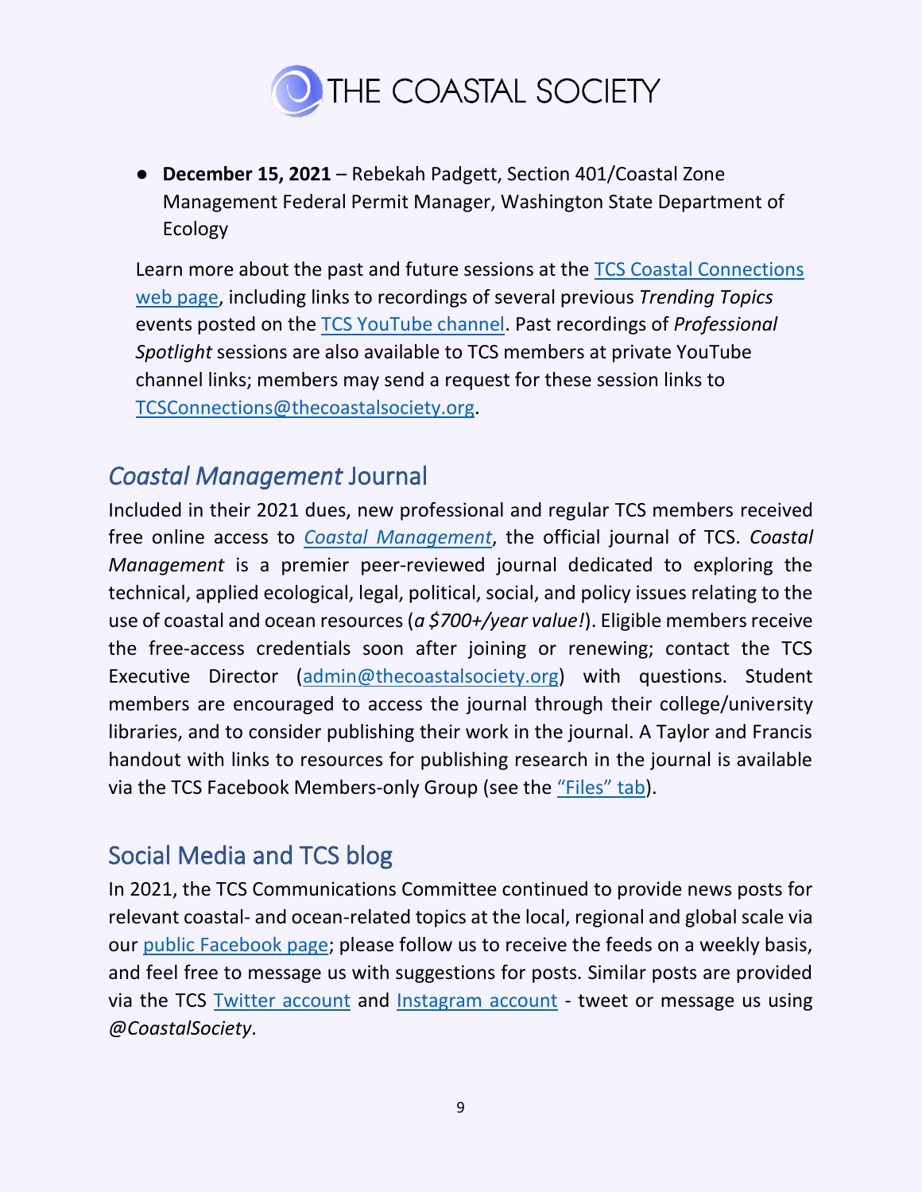- **December 15, 2021** – Rebekah Padgett, Section 401/Coastal Zone Management Federal Permit Manager, Washington State Department of Ecology

Learn more about the past and future sessions at the TCS Coastal Connections web page, including links to recordings of several previous *Trending Topics* events posted on the TCS YouTube channel. Past recordings of *Professional Spotlight* sessions are also available to TCS members at private YouTube channel links; members may send a request for these session links to TCSConnections@thecoastalsociety.org.

## *Coastal Management* Journal

Included in their 2021 dues, new professional and regular TCS members received free online access to *Coastal Management*, the official journal of TCS. *Coastal Management* is a premier peer-reviewed journal dedicated to exploring the technical, applied ecological, legal, political, social, and policy issues relating to the use of coastal and ocean resources (*a $700+/year value!*). Eligible members receive the free-access credentials soon after joining or renewing; contact the TCS Executive Director (admin@thecoastalsociety.org) with questions. Student members are encouraged to access the journal through their college/university libraries, and to consider publishing their work in the journal. A Taylor and Francis handout with links to resources for publishing research in the journal is available via the TCS Facebook Members-only Group (see the "Files" tab).

## Social Media and TCS blog

In 2021, the TCS Communications Committee continued to provide news posts for relevant coastal- and ocean-related topics at the local, regional and global scale via our public Facebook page; please follow us to receive the feeds on a weekly basis, and feel free to message us with suggestions for posts. Similar posts are provided via the TCS Twitter account and Instagram account - tweet or message us using *@CoastalSociety*.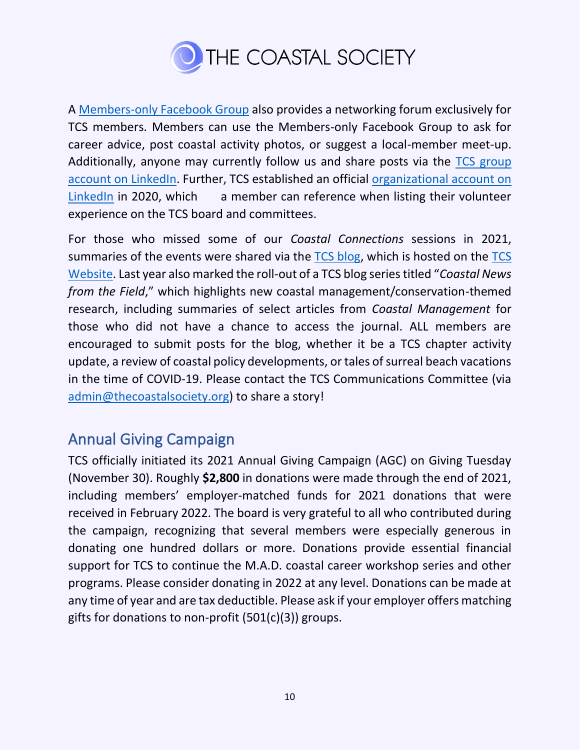A Members-only Facebook Group also provides a networking forum exclusively for TCS members. Members can use the Members-only Facebook Group to ask for career advice, post coastal activity photos, or suggest a local-member meet-up. Additionally, anyone may currently follow us and share posts via the TCS group account on LinkedIn. Further, TCS established an official organizational account on LinkedIn in 2020, which a member can reference when listing their volunteer experience on the TCS board and committees.

For those who missed some of our *Coastal Connections* sessions in 2021, summaries of the events were shared via the TCS blog, which is hosted on the TCS Website. Last year also marked the roll-out of a TCS blog series titled "*Coastal News from the Field*," which highlights new coastal management/conservation-themed research, including summaries of select articles from *Coastal Management* for those who did not have a chance to access the journal. ALL members are encouraged to submit posts for the blog, whether it be a TCS chapter activity update, a review of coastal policy developments, or tales of surreal beach vacations in the time of COVID-19. Please contact the TCS Communications Committee (via admin@thecoastalsociety.org) to share a story!

## Annual Giving Campaign

TCS officially initiated its 2021 Annual Giving Campaign (AGC) on Giving Tuesday (November 30). Roughly **$2,800** in donations were made through the end of 2021, including members' employer-matched funds for 2021 donations that were received in February 2022. The board is very grateful to all who contributed during the campaign, recognizing that several members were especially generous in donating one hundred dollars or more. Donations provide essential financial support for TCS to continue the M.A.D. coastal career workshop series and other programs. Please consider donating in 2022 at any level. Donations can be made at any time of year and are tax deductible. Please ask if your employer offers matching gifts for donations to non-profit (501(c)(3)) groups.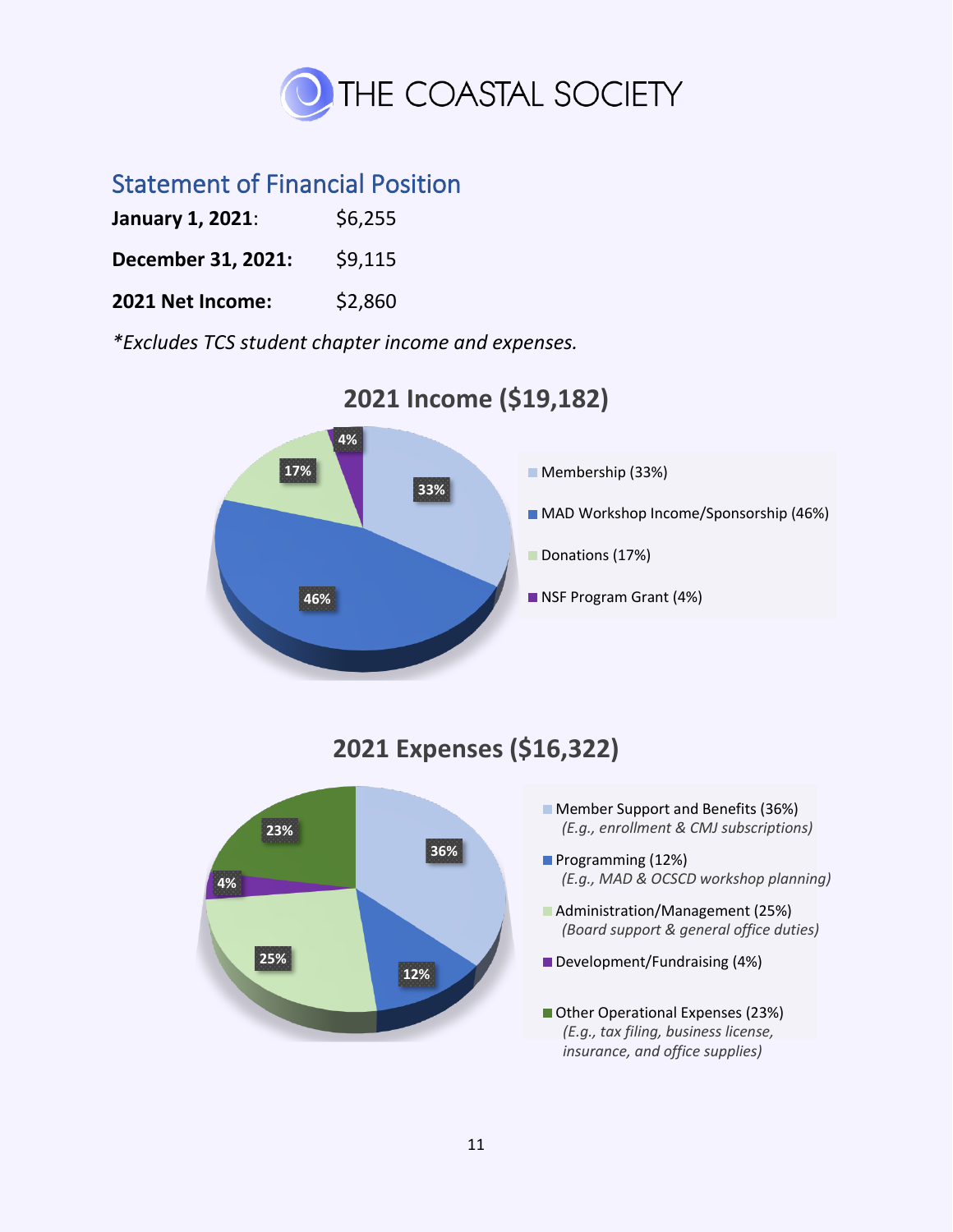# THE COASTAL SOCIETY

## Statement of Financial Position

**January 1, 2021**: $6,255

**December 31, 2021:** $9,115

**2021 Net Income:** $2,860

*\*Excludes TCS student chapter income and expenses.*

### 2021 Income ($19,182)

- Membership (33%)
- MAD Workshop Income/Sponsorship (46%)
- Donations (17%)
- NSF Program Grant (4%)

### 2021 Expenses ($16,322)

- Member Support and Benefits (36%)
  *(E.g., enrollment & CMJ subscriptions)*
- Programming (12%)
  *(E.g., MAD & OCSCD workshop planning)*
- Administration/Management (25%)
  *(Board support & general office duties)*
- Development/Fundraising (4%)
- Other Operational Expenses (23%)
  *(E.g., tax filing, business license, insurance, and office supplies)*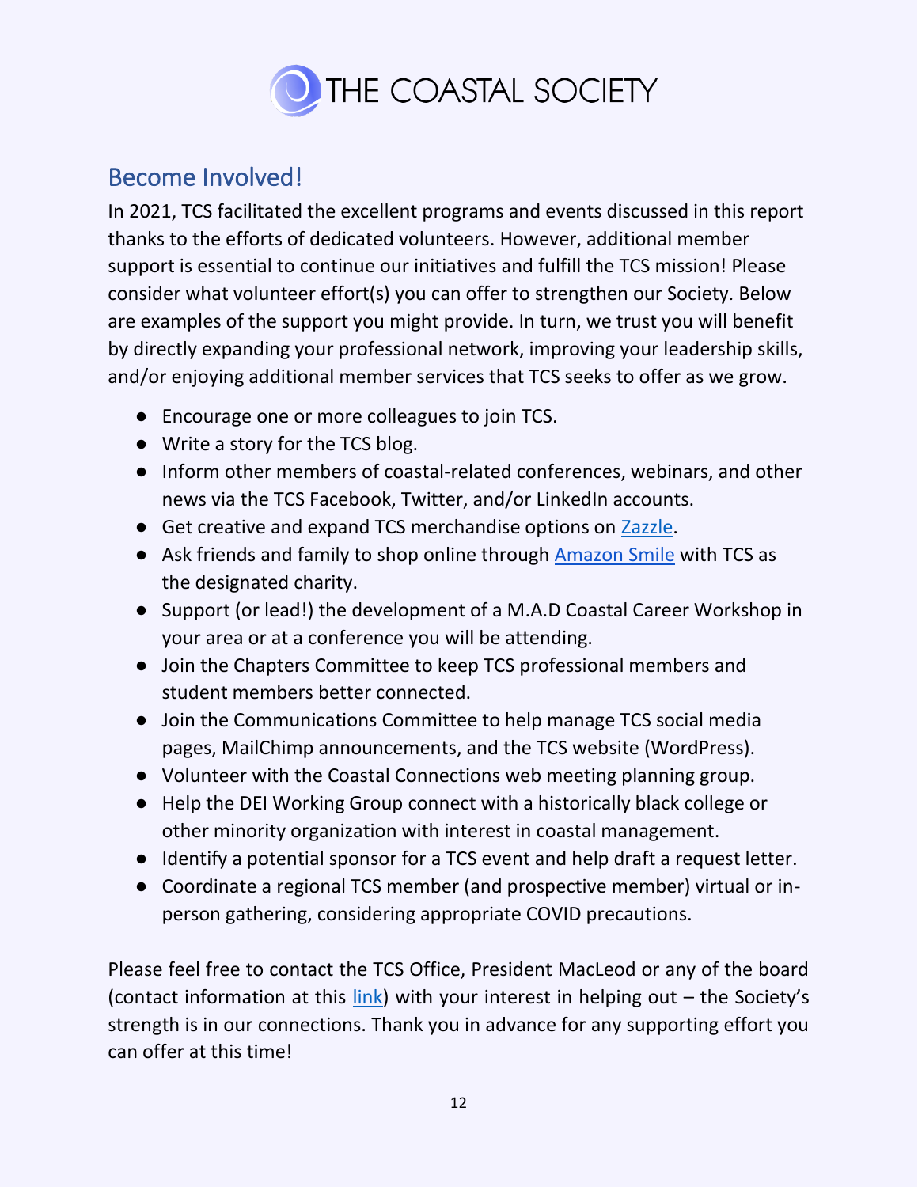# THE COASTAL SOCIETY

## Become Involved!

In 2021, TCS facilitated the excellent programs and events discussed in this report thanks to the efforts of dedicated volunteers. However, additional member support is essential to continue our initiatives and fulfill the TCS mission! Please consider what volunteer effort(s) you can offer to strengthen our Society. Below are examples of the support you might provide. In turn, we trust you will benefit by directly expanding your professional network, improving your leadership skills, and/or enjoying additional member services that TCS seeks to offer as we grow.

- Encourage one or more colleagues to join TCS.
- Write a story for the TCS blog.
- Inform other members of coastal-related conferences, webinars, and other news via the TCS Facebook, Twitter, and/or LinkedIn accounts.
- Get creative and expand TCS merchandise options on Zazzle.
- Ask friends and family to shop online through Amazon Smile with TCS as the designated charity.
- Support (or lead!) the development of a M.A.D Coastal Career Workshop in your area or at a conference you will be attending.
- Join the Chapters Committee to keep TCS professional members and student members better connected.
- Join the Communications Committee to help manage TCS social media pages, MailChimp announcements, and the TCS website (WordPress).
- Volunteer with the Coastal Connections web meeting planning group.
- Help the DEI Working Group connect with a historically black college or other minority organization with interest in coastal management.
- Identify a potential sponsor for a TCS event and help draft a request letter.
- Coordinate a regional TCS member (and prospective member) virtual or in-person gathering, considering appropriate COVID precautions.

Please feel free to contact the TCS Office, President MacLeod or any of the board (contact information at this link) with your interest in helping out – the Society's strength is in our connections. Thank you in advance for any supporting effort you can offer at this time!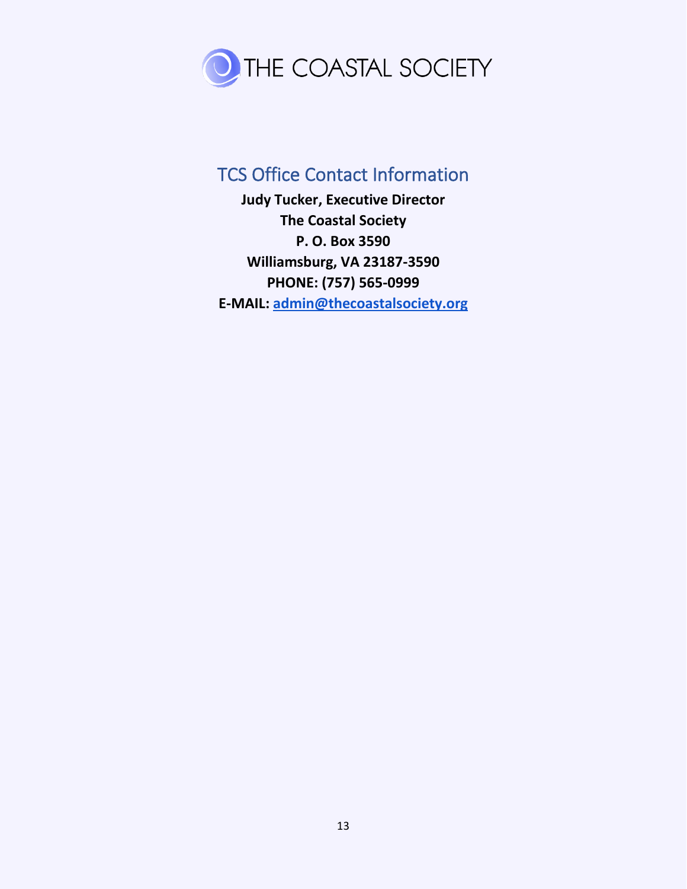THE COASTAL SOCIETY

## TCS Office Contact Information

**Judy Tucker, Executive Director**
**The Coastal Society**
**P. O. Box 3590**
**Williamsburg, VA 23187-3590**
**PHONE: (757) 565-0999**
**E-MAIL: admin@thecoastalsociety.org**